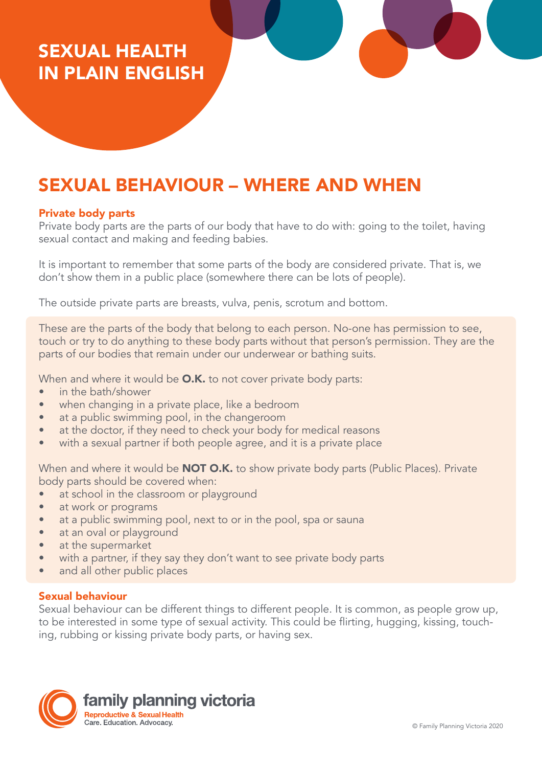# SEXUAL HEALTH IN PLAIN ENGLISH

## SEXUAL BEHAVIOUR – WHERE AND WHEN

### Private body parts

Private body parts are the parts of our body that have to do with: going to the toilet, having sexual contact and making and feeding babies.

It is important to remember that some parts of the body are considered private. That is, we don't show them in a public place (somewhere there can be lots of people).

The outside private parts are breasts, vulva, penis, scrotum and bottom.

These are the parts of the body that belong to each person. No-one has permission to see, touch or try to do anything to these body parts without that person's permission. They are the parts of our bodies that remain under our underwear or bathing suits.

When and where it would be **O.K.** to not cover private body parts:

- in the bath/shower
- when changing in a private place, like a bedroom
- at a public swimming pool, in the changeroom
- at the doctor, if they need to check your body for medical reasons
- with a sexual partner if both people agree, and it is a private place

When and where it would be **NOT O.K.** to show private body parts (Public Places). Private body parts should be covered when:

- at school in the classroom or playground
- at work or programs
- at a public swimming pool, next to or in the pool, spa or sauna
- at an oval or playground
- at the supermarket
- with a partner, if they say they don't want to see private body parts
- and all other public places

### Sexual behaviour

Sexual behaviour can be different things to different people. It is common, as people grow up, to be interested in some type of sexual activity. This could be flirting, hugging, kissing, touching, rubbing or kissing private body parts, or having sex.

family planning victoria
Reproductive & Sexual Health
Care. Education. Advocacy.

© Family Planning Victoria 2020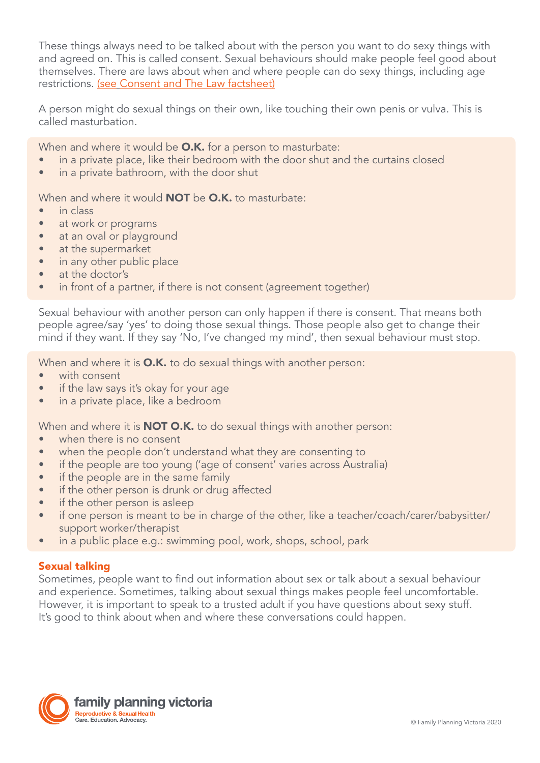These things always need to be talked about with the person you want to do sexy things with and agreed on. This is called consent. Sexual behaviours should make people feel good about themselves. There are laws about when and where people can do sexy things, including age restrictions. (see Consent and The Law factsheet)

A person might do sexual things on their own, like touching their own penis or vulva. This is called masturbation.

When and where it would be **O.K.** for a person to masturbate:

- in a private place, like their bedroom with the door shut and the curtains closed
- in a private bathroom, with the door shut

When and where it would **NOT** be **O.K.** to masturbate:

- in class
- at work or programs
- at an oval or playground
- at the supermarket
- in any other public place
- at the doctor's
- in front of a partner, if there is not consent (agreement together)

Sexual behaviour with another person can only happen if there is consent. That means both people agree/say 'yes' to doing those sexual things. Those people also get to change their mind if they want. If they say 'No, I've changed my mind', then sexual behaviour must stop.

When and where it is **O.K.** to do sexual things with another person:

- with consent
- if the law says it's okay for your age
- in a private place, like a bedroom

When and where it is **NOT O.K.** to do sexual things with another person:

- when there is no consent
- when the people don't understand what they are consenting to
- if the people are too young ('age of consent' varies across Australia)
- if the people are in the same family
- if the other person is drunk or drug affected
- if the other person is asleep
- if one person is meant to be in charge of the other, like a teacher/coach/carer/babysitter/support worker/therapist
- in a public place e.g.: swimming pool, work, shops, school, park

## Sexual talking

Sometimes, people want to find out information about sex or talk about a sexual behaviour and experience. Sometimes, talking about sexual things makes people feel uncomfortable. However, it is important to speak to a trusted adult if you have questions about sexy stuff. It's good to think about when and where these conversations could happen.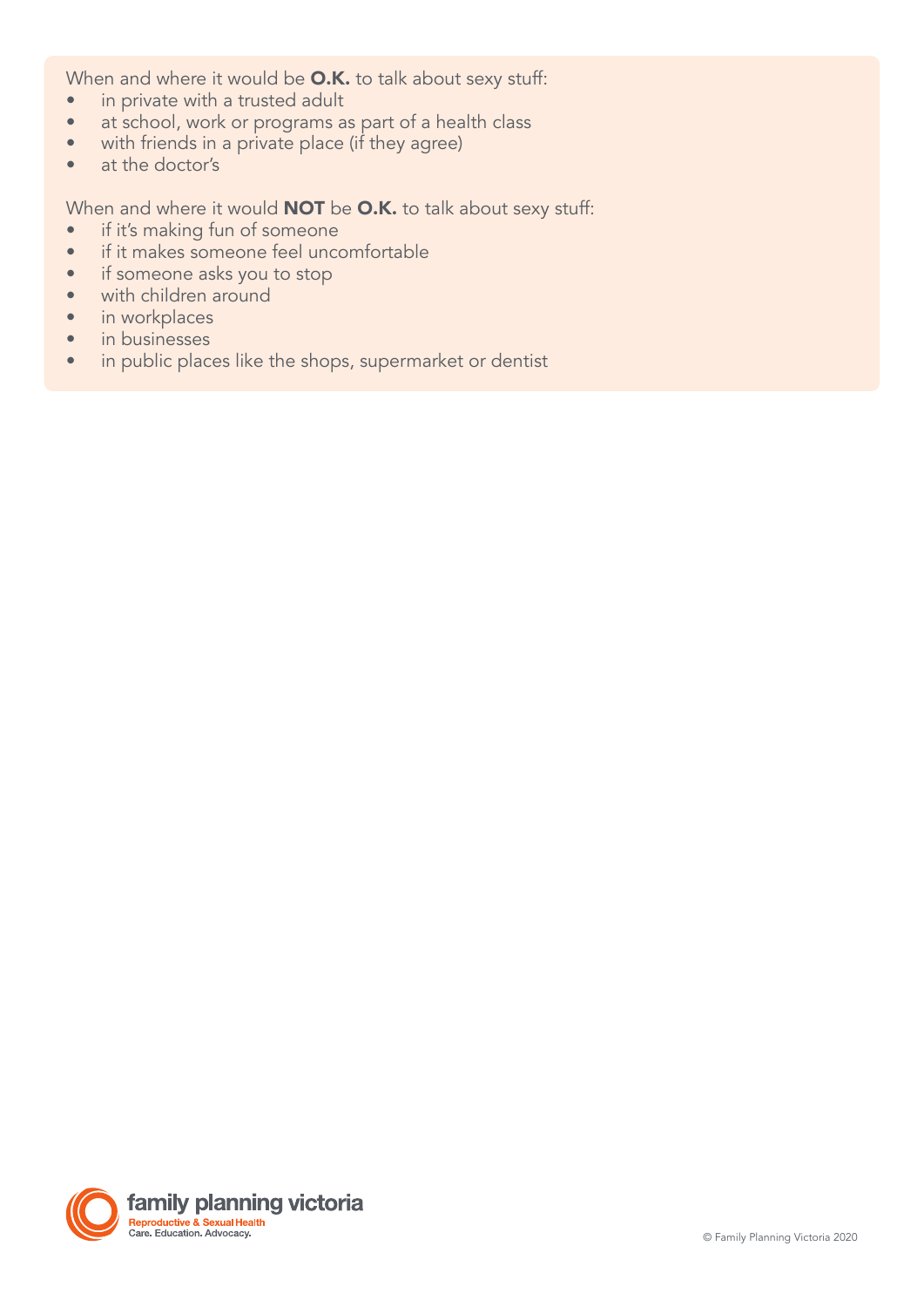When and where it would be **O.K.** to talk about sexy stuff:

- in private with a trusted adult
- at school, work or programs as part of a health class
- with friends in a private place (if they agree)
- at the doctor's

When and where it would **NOT** be **O.K.** to talk about sexy stuff:

- if it's making fun of someone
- if it makes someone feel uncomfortable
- if someone asks you to stop
- with children around
- in workplaces
- in businesses
- in public places like the shops, supermarket or dentist

family planning victoria
Reproductive & Sexual Health
Care. Education. Advocacy.

© Family Planning Victoria 2020